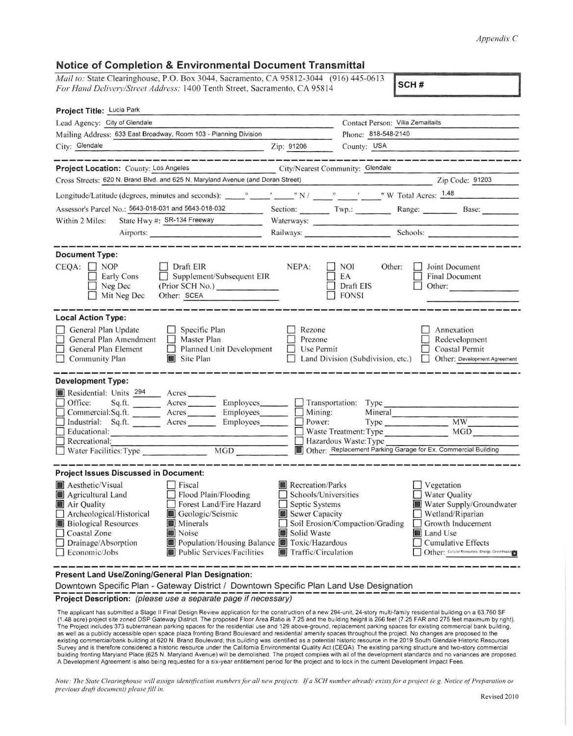*Appendix C*

## Notice of Completion & Environmental Document Transmittal

*Mail to:* State Clearinghouse, P.O. Box 3044, Sacramento, CA 95812-3044 (916) 445-0613
*For Hand Delivery/Street Address:* 1400 Tenth Street, Sacramento, CA 95814

**SCH #**

**Project Title:** Lucia Park

Lead Agency: City of Glendale — Contact Person: Vilia Zemaitaits

Mailing Address: 633 East Broadway, Room 103 - Planning Division — Phone: 818-548-2140

City: Glendale — Zip: 91206 — County: USA

---

**Project Location:** County: Los Angeles — City/Nearest Community: Glendale

Cross Streets: 620 N. Brand Blvd. and 625 N. Maryland Avenue (and Doran Street) — Zip Code: 91203

Longitude/Latitude (degrees, minutes and seconds): ____° ____' ____" N / ____° ____' ____" W Total Acres: 1.48

Assessor's Parcel No.: 5643-018-031 and 5643-018-032 — Section: ____ Twp.: ____ Range: ____ Base: ____

Within 2 Miles: State Hwy #: SR-134 Freeway — Waterways: ____

Airports: ____ — Railways: ____ — Schools: ____

---

**Document Type:**

CEQA: ☐ NOP ☐ Early Cons ☐ Neg Dec ☐ Mit Neg Dec ☐ Draft EIR ☐ Supplement/Subsequent EIR (Prior SCH No.) ____ Other: SCEA

NEPA: ☐ NOI ☐ EA ☐ Draft EIS ☐ FONSI

Other: ☐ Joint Document ☐ Final Document ☐ Other: ____

---

**Local Action Type:**

☐ General Plan Update ☐ General Plan Amendment ☐ General Plan Element ☐ Community Plan ☐ Specific Plan ☐ Master Plan ☐ Planned Unit Development ☒ Site Plan ☐ Rezone ☐ Prezone ☐ Use Permit ☐ Land Division (Subdivision, etc.) ☐ Annexation ☐ Redevelopment ☐ Coastal Permit ☐ Other: Development Agreement

---

**Development Type:**

☒ Residential: Units 294 Acres ____
☐ Office: Sq.ft. ____ Acres ____ Employees ____
☐ Commercial: Sq.ft. ____ Acres ____ Employees ____
☐ Industrial: Sq.ft. ____ Acres ____ Employees ____
☐ Educational: ____
☐ Recreational: ____
☐ Water Facilities: Type ____ MGD ____
☐ Transportation: Type ____
☐ Mining: Mineral ____
☐ Power: Type ____ MW ____
☐ Waste Treatment: Type ____ MGD ____
☐ Hazardous Waste: Type ____
☒ Other: Replacement Parking Garage for Ex. Commercial Building

---

**Project Issues Discussed in Document:**

☒ Aesthetic/Visual
☒ Agricultural Land
☒ Air Quality
☐ Archeological/Historical
☒ Biological Resources
☐ Coastal Zone
☐ Drainage/Absorption
☐ Economic/Jobs
☐ Fiscal
☐ Flood Plain/Flooding
☐ Forest Land/Fire Hazard
☒ Geologic/Seismic
☒ Minerals
☒ Noise
☒ Population/Housing Balance
☒ Public Services/Facilities
☒ Recreation/Parks
☐ Schools/Universities
☐ Septic Systems
☒ Sewer Capacity
☐ Soil Erosion/Compaction/Grading
☒ Solid Waste
☒ Toxic/Hazardous
☒ Traffic/Circulation
☐ Vegetation
☐ Water Quality
☒ Water Supply/Groundwater
☐ Wetland/Riparian
☐ Growth Inducement
☒ Land Use
☐ Cumulative Effects
☐ Other: Cultural Resources, Energy, Greenhouse

---

**Present Land Use/Zoning/General Plan Designation:**

Downtown Specific Plan - Gateway District / Downtown Specific Plan Land Use Designation

**Project Description:** *(please use a separate page if necessary)*

The applicant has submitted a Stage II Final Design Review application for the construction of a new 294-unit, 24-story multi-family residential building on a 63,760 SF (1.48 acre) project site zoned DSP Gateway District. The proposed Floor Area Ratio is 7.25 and the building height is 266 feet (7.25 FAR and 275 feet maximum by right). The Project includes 373 subterranean parking spaces for the residential use and 129 above-ground, replacement parking spaces for existing commercial bank building, as well as a publicly accessible open space plaza fronting Brand Boulevard and residential amenity spaces throughout the project. No changes are proposed to the existing commercial/bank building at 620 N. Brand Boulevard; this building was identified as a potential historic resource in the 2019 South Glendale Historic Resources Survey and is therefore considered a historic resource under the California Environmental Quality Act (CEQA). The existing parking structure and two-story commercial building fronting Maryland Place (625 N. Maryland Avenue) will be demolished. The project complies with all of the development standards and no variances are proposed. A Development Agreement is also being requested for a six-year entitlement period for the project and to lock in the current Development Impact Fees.

*Note: The State Clearinghouse will assign identification numbers for all new projects. If a SCH number already exists for a project (e.g. Notice of Preparation or previous draft document) please fill in.*

Revised 2010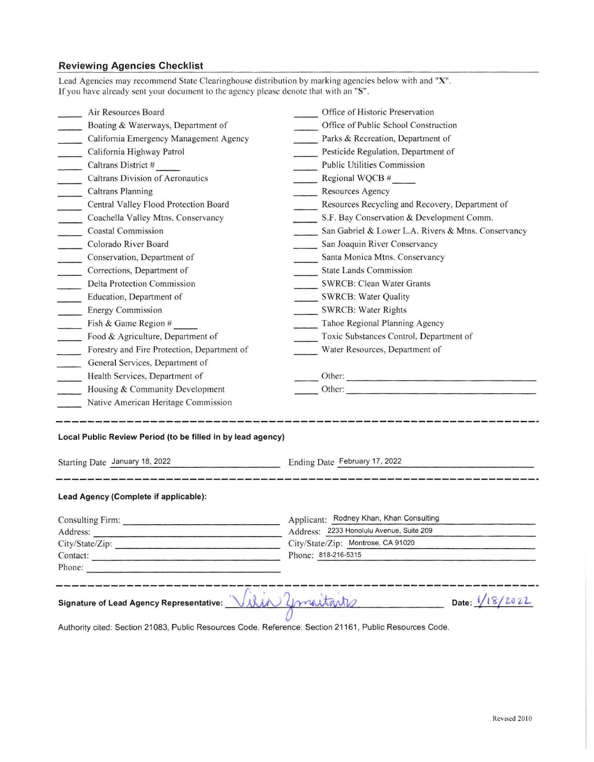## Reviewing Agencies Checklist

Lead Agencies may recommend State Clearinghouse distribution by marking agencies below with and "X".
If you have already sent your document to the agency please denote that with an "S".

_____ Air Resources Board
_____ Boating & Waterways, Department of
_____ California Emergency Management Agency
_____ California Highway Patrol
_____ Caltrans District # _____
_____ Caltrans Division of Aeronautics
_____ Caltrans Planning
_____ Central Valley Flood Protection Board
_____ Coachella Valley Mtns. Conservancy
_____ Coastal Commission
_____ Colorado River Board
_____ Conservation, Department of
_____ Corrections, Department of
_____ Delta Protection Commission
_____ Education, Department of
_____ Energy Commission
_____ Fish & Game Region # _____
_____ Food & Agriculture, Department of
_____ Forestry and Fire Protection, Department of
_____ General Services, Department of
_____ Health Services, Department of
_____ Housing & Community Development
_____ Native American Heritage Commission
_____ Office of Historic Preservation
_____ Office of Public School Construction
_____ Parks & Recreation, Department of
_____ Pesticide Regulation, Department of
_____ Public Utilities Commission
_____ Regional WQCB # _____
_____ Resources Agency
_____ Resources Recycling and Recovery, Department of
_____ S.F. Bay Conservation & Development Comm.
_____ San Gabriel & Lower L.A. Rivers & Mtns. Conservancy
_____ San Joaquin River Conservancy
_____ Santa Monica Mtns. Conservancy
_____ State Lands Commission
_____ SWRCB: Clean Water Grants
_____ SWRCB: Water Quality
_____ SWRCB: Water Rights
_____ Tahoe Regional Planning Agency
_____ Toxic Substances Control, Department of
_____ Water Resources, Department of

_____ Other: _____________________
_____ Other: _____________________

---

**Local Public Review Period (to be filled in by lead agency)**

Starting Date January 18, 2022 Ending Date February 17, 2022

---

**Lead Agency (Complete if applicable):**

Consulting Firm: _____________________
Address: _____________________
City/State/Zip: _____________________
Contact: _____________________
Phone: _____________________

Applicant: Rodney Khan, Khan Consulting
Address: 2233 Honolulu Avenue, Suite 209
City/State/Zip: Montrose, CA 91020
Phone: 818-216-5315

---

**Signature of Lead Agency Representative:** Vilia Zemaitaitis **Date:** 1/18/2022

Authority cited: Section 21083, Public Resources Code. Reference: Section 21161, Public Resources Code.

Revised 2010